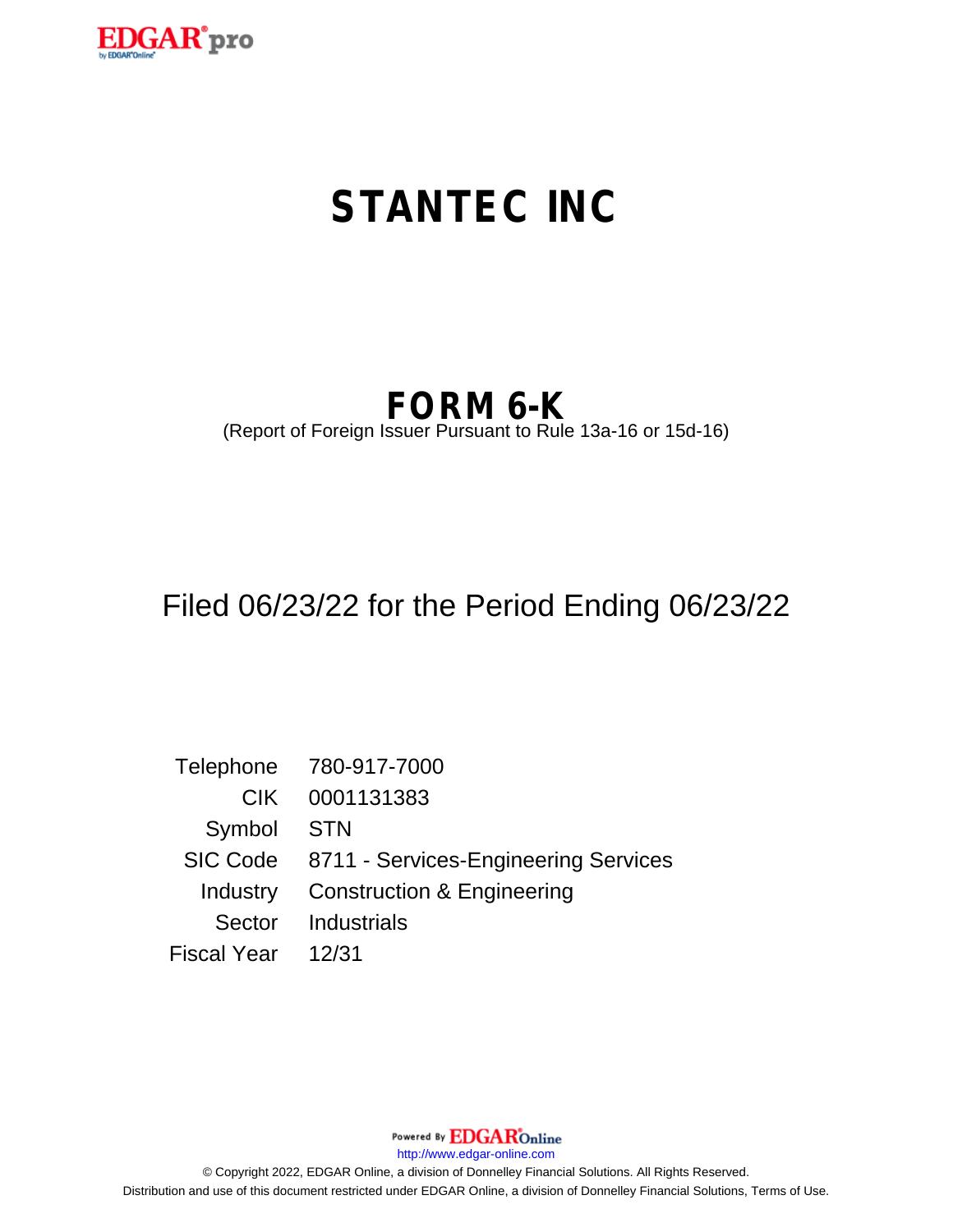# STANTEC INC

## FORM 6-K

(Report of Foreign Issuer Pursuant to Rule 13a-16 or 15d-16)

Filed 06/23/22 for the Period Ending 06/23/22

| | |
|---|---|
| Telephone | 780-917-7000 |
| CIK | 0001131383 |
| Symbol | STN |
| SIC Code | 8711 - Services-Engineering Services |
| Industry | Construction & Engineering |
| Sector | Industrials |
| Fiscal Year | 12/31 |

Powered By EDGAR Online

http://www.edgar-online.com

© Copyright 2022, EDGAR Online, a division of Donnelley Financial Solutions. All Rights Reserved.

Distribution and use of this document restricted under EDGAR Online, a division of Donnelley Financial Solutions, Terms of Use.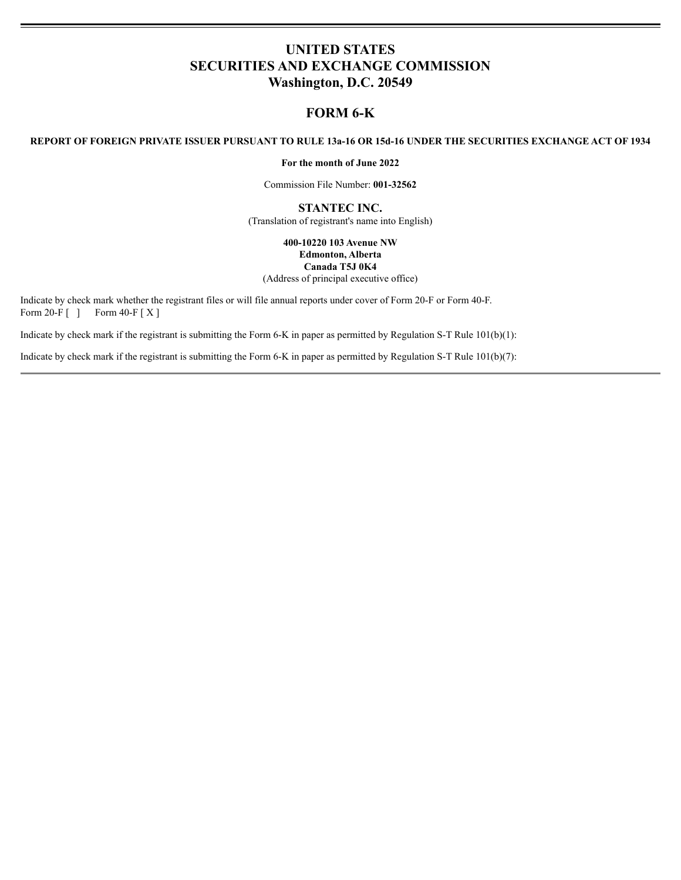# UNITED STATES
# SECURITIES AND EXCHANGE COMMISSION
# Washington, D.C. 20549

## FORM 6-K

**REPORT OF FOREIGN PRIVATE ISSUER PURSUANT TO RULE 13a-16 OR 15d-16 UNDER THE SECURITIES EXCHANGE ACT OF 1934**

**For the month of June 2022**

Commission File Number: **001-32562**

**STANTEC INC.**
(Translation of registrant's name into English)

**400-10220 103 Avenue NW**
**Edmonton, Alberta**
**Canada T5J 0K4**
(Address of principal executive office)

Indicate by check mark whether the registrant files or will file annual reports under cover of Form 20-F or Form 40-F.
Form 20-F [ ] Form 40-F [ X ]

Indicate by check mark if the registrant is submitting the Form 6-K in paper as permitted by Regulation S-T Rule 101(b)(1):

Indicate by check mark if the registrant is submitting the Form 6-K in paper as permitted by Regulation S-T Rule 101(b)(7):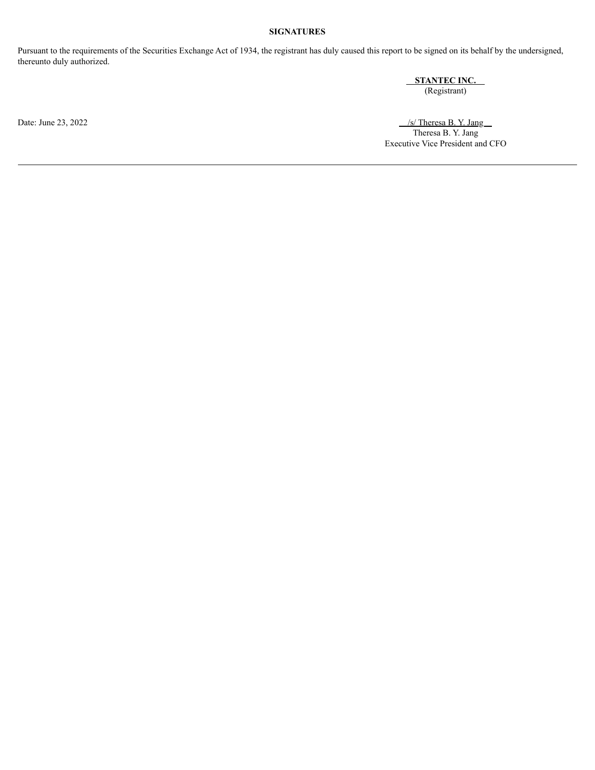**SIGNATURES**

Pursuant to the requirements of the Securities Exchange Act of 1934, the registrant has duly caused this report to be signed on its behalf by the undersigned, thereunto duly authorized.

**STANTEC INC.**
(Registrant)

Date: June 23, 2022

/s/ Theresa B. Y. Jang
Theresa B. Y. Jang
Executive Vice President and CFO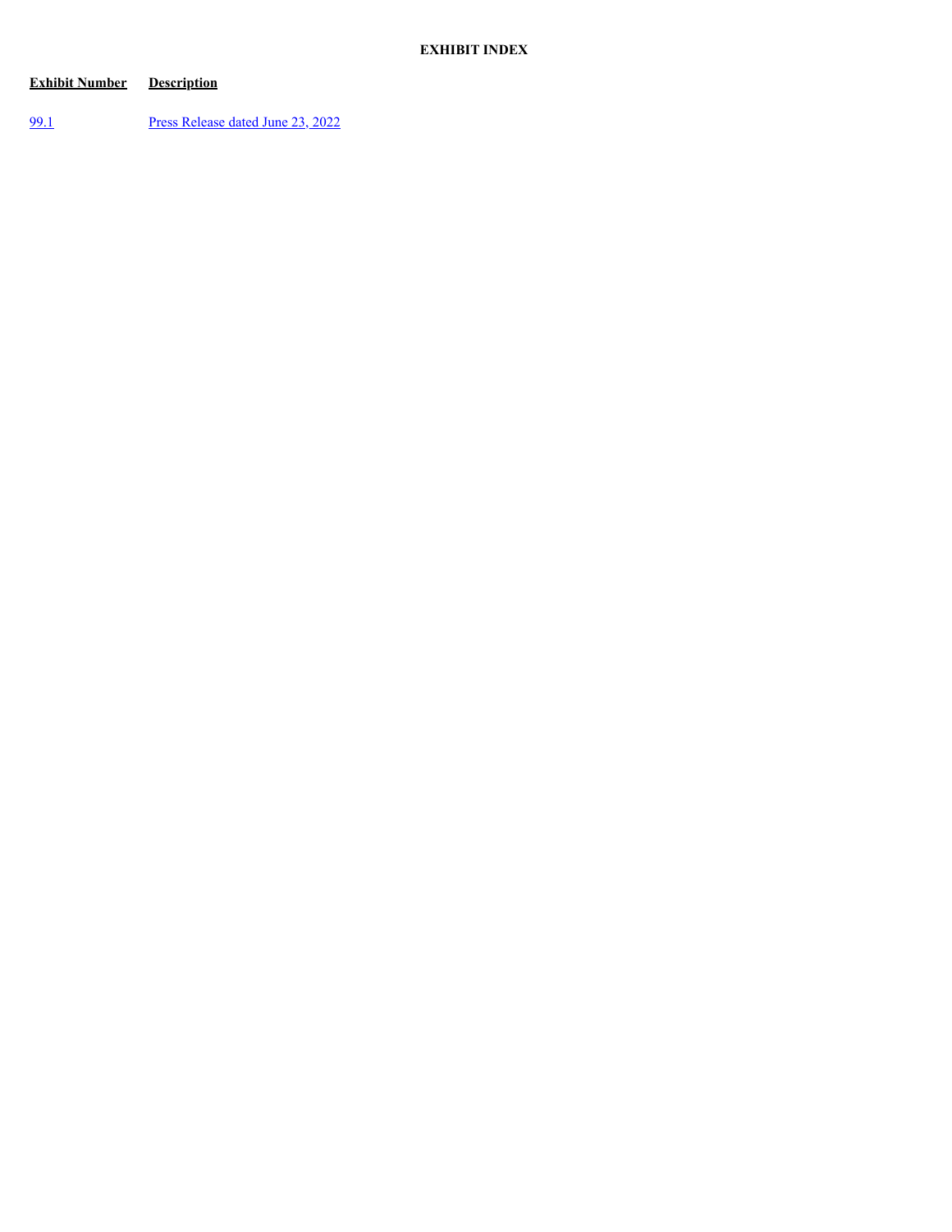**EXHIBIT INDEX**

| Exhibit Number | Description |
| --- | --- |
| 99.1 | Press Release dated June 23, 2022 |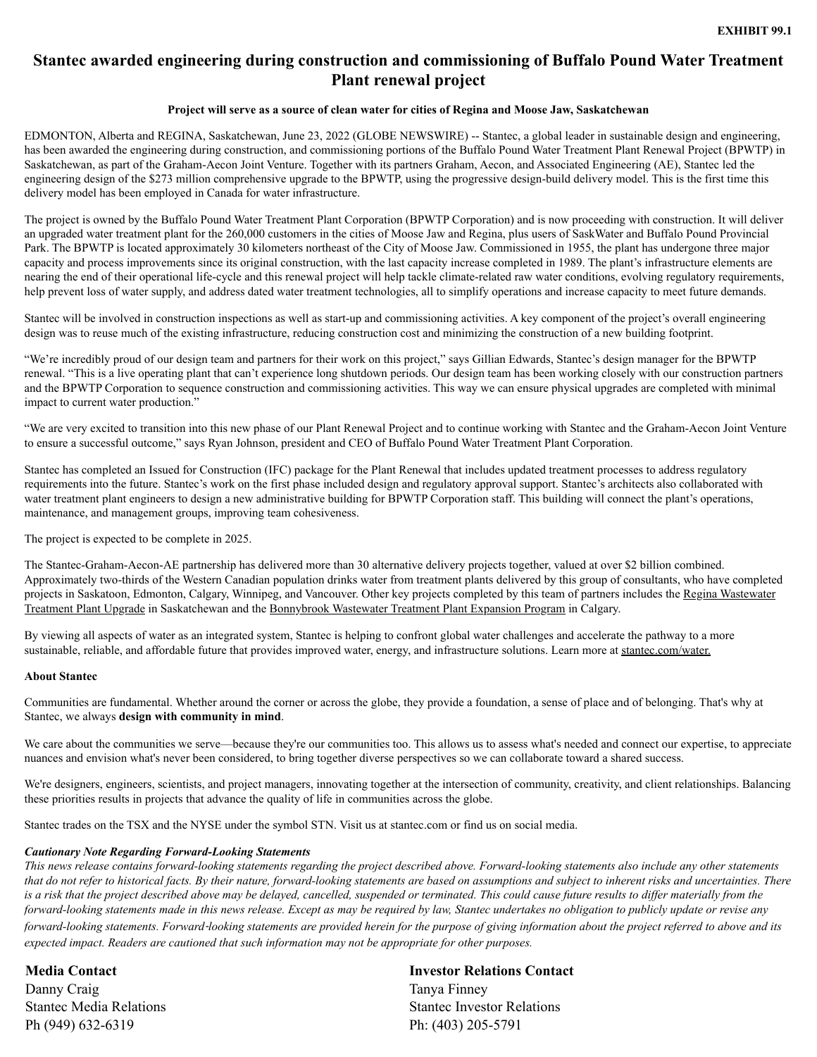**EXHIBIT 99.1**

# Stantec awarded engineering during construction and commissioning of Buffalo Pound Water Treatment Plant renewal project

**Project will serve as a source of clean water for cities of Regina and Moose Jaw, Saskatchewan**

EDMONTON, Alberta and REGINA, Saskatchewan, June 23, 2022 (GLOBE NEWSWIRE) -- Stantec, a global leader in sustainable design and engineering, has been awarded the engineering during construction, and commissioning portions of the Buffalo Pound Water Treatment Plant Renewal Project (BPWTP) in Saskatchewan, as part of the Graham-Aecon Joint Venture. Together with its partners Graham, Aecon, and Associated Engineering (AE), Stantec led the engineering design of the $273 million comprehensive upgrade to the BPWTP, using the progressive design-build delivery model. This is the first time this delivery model has been employed in Canada for water infrastructure.

The project is owned by the Buffalo Pound Water Treatment Plant Corporation (BPWTP Corporation) and is now proceeding with construction. It will deliver an upgraded water treatment plant for the 260,000 customers in the cities of Moose Jaw and Regina, plus users of SaskWater and Buffalo Pound Provincial Park. The BPWTP is located approximately 30 kilometers northeast of the City of Moose Jaw. Commissioned in 1955, the plant has undergone three major capacity and process improvements since its original construction, with the last capacity increase completed in 1989. The plant's infrastructure elements are nearing the end of their operational life-cycle and this renewal project will help tackle climate-related raw water conditions, evolving regulatory requirements, help prevent loss of water supply, and address dated water treatment technologies, all to simplify operations and increase capacity to meet future demands.

Stantec will be involved in construction inspections as well as start-up and commissioning activities. A key component of the project's overall engineering design was to reuse much of the existing infrastructure, reducing construction cost and minimizing the construction of a new building footprint.

"We're incredibly proud of our design team and partners for their work on this project," says Gillian Edwards, Stantec's design manager for the BPWTP renewal. "This is a live operating plant that can't experience long shutdown periods. Our design team has been working closely with our construction partners and the BPWTP Corporation to sequence construction and commissioning activities. This way we can ensure physical upgrades are completed with minimal impact to current water production."

"We are very excited to transition into this new phase of our Plant Renewal Project and to continue working with Stantec and the Graham-Aecon Joint Venture to ensure a successful outcome," says Ryan Johnson, president and CEO of Buffalo Pound Water Treatment Plant Corporation.

Stantec has completed an Issued for Construction (IFC) package for the Plant Renewal that includes updated treatment processes to address regulatory requirements into the future. Stantec's work on the first phase included design and regulatory approval support. Stantec's architects also collaborated with water treatment plant engineers to design a new administrative building for BPWTP Corporation staff. This building will connect the plant's operations, maintenance, and management groups, improving team cohesiveness.

The project is expected to be complete in 2025.

The Stantec-Graham-Aecon-AE partnership has delivered more than 30 alternative delivery projects together, valued at over $2 billion combined. Approximately two-thirds of the Western Canadian population drinks water from treatment plants delivered by this group of consultants, who have completed projects in Saskatoon, Edmonton, Calgary, Winnipeg, and Vancouver. Other key projects completed by this team of partners includes the Regina Wastewater Treatment Plant Upgrade in Saskatchewan and the Bonnybrook Wastewater Treatment Plant Expansion Program in Calgary.

By viewing all aspects of water as an integrated system, Stantec is helping to confront global water challenges and accelerate the pathway to a more sustainable, reliable, and affordable future that provides improved water, energy, and infrastructure solutions. Learn more at stantec.com/water.

**About Stantec**

Communities are fundamental. Whether around the corner or across the globe, they provide a foundation, a sense of place and of belonging. That's why at Stantec, we always **design with community in mind**.

We care about the communities we serve—because they're our communities too. This allows us to assess what's needed and connect our expertise, to appreciate nuances and envision what's never been considered, to bring together diverse perspectives so we can collaborate toward a shared success.

We're designers, engineers, scientists, and project managers, innovating together at the intersection of community, creativity, and client relationships. Balancing these priorities results in projects that advance the quality of life in communities across the globe.

Stantec trades on the TSX and the NYSE under the symbol STN. Visit us at stantec.com or find us on social media.

***Cautionary Note Regarding Forward-Looking Statements***

*This news release contains forward-looking statements regarding the project described above. Forward-looking statements also include any other statements that do not refer to historical facts. By their nature, forward-looking statements are based on assumptions and subject to inherent risks and uncertainties. There is a risk that the project described above may be delayed, cancelled, suspended or terminated. This could cause future results to differ materially from the forward-looking statements made in this news release. Except as may be required by law, Stantec undertakes no obligation to publicly update or revise any forward-looking statements. Forward-looking statements are provided herein for the purpose of giving information about the project referred to above and its expected impact. Readers are cautioned that such information may not be appropriate for other purposes.*

**Media Contact**
Danny Craig
Stantec Media Relations
Ph (949) 632-6319

**Investor Relations Contact**
Tanya Finney
Stantec Investor Relations
Ph: (403) 205-5791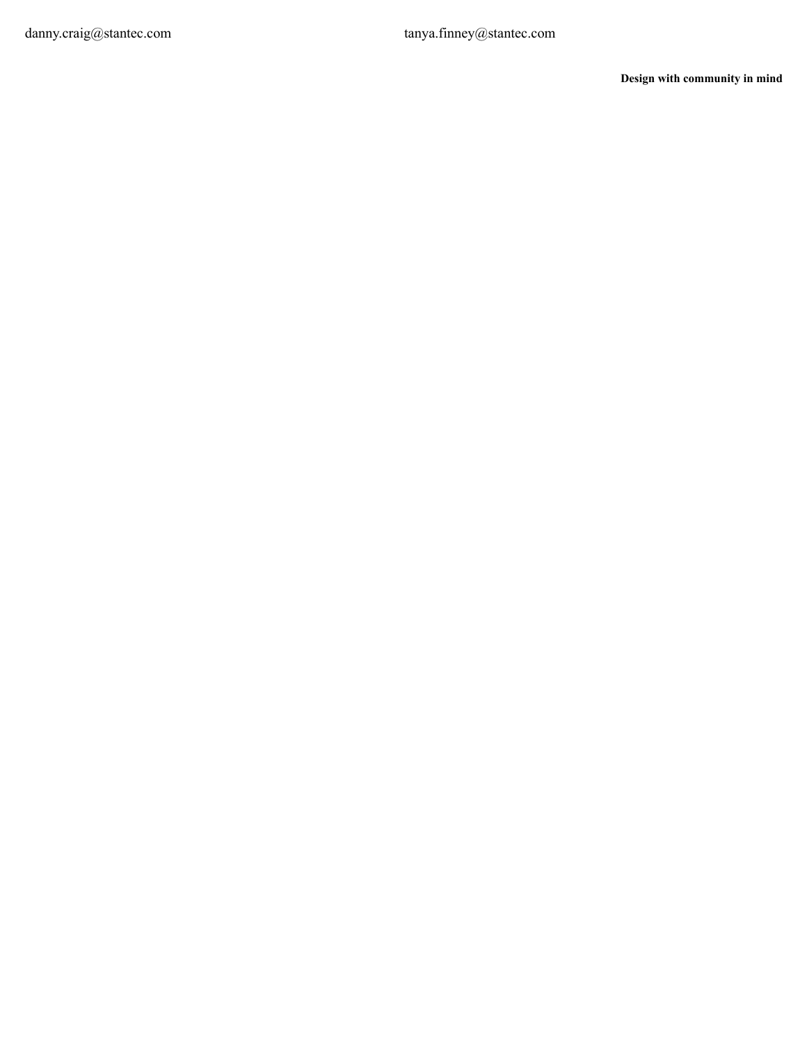danny.craig@stantec.com

tanya.finney@stantec.com

**Design with community in mind**